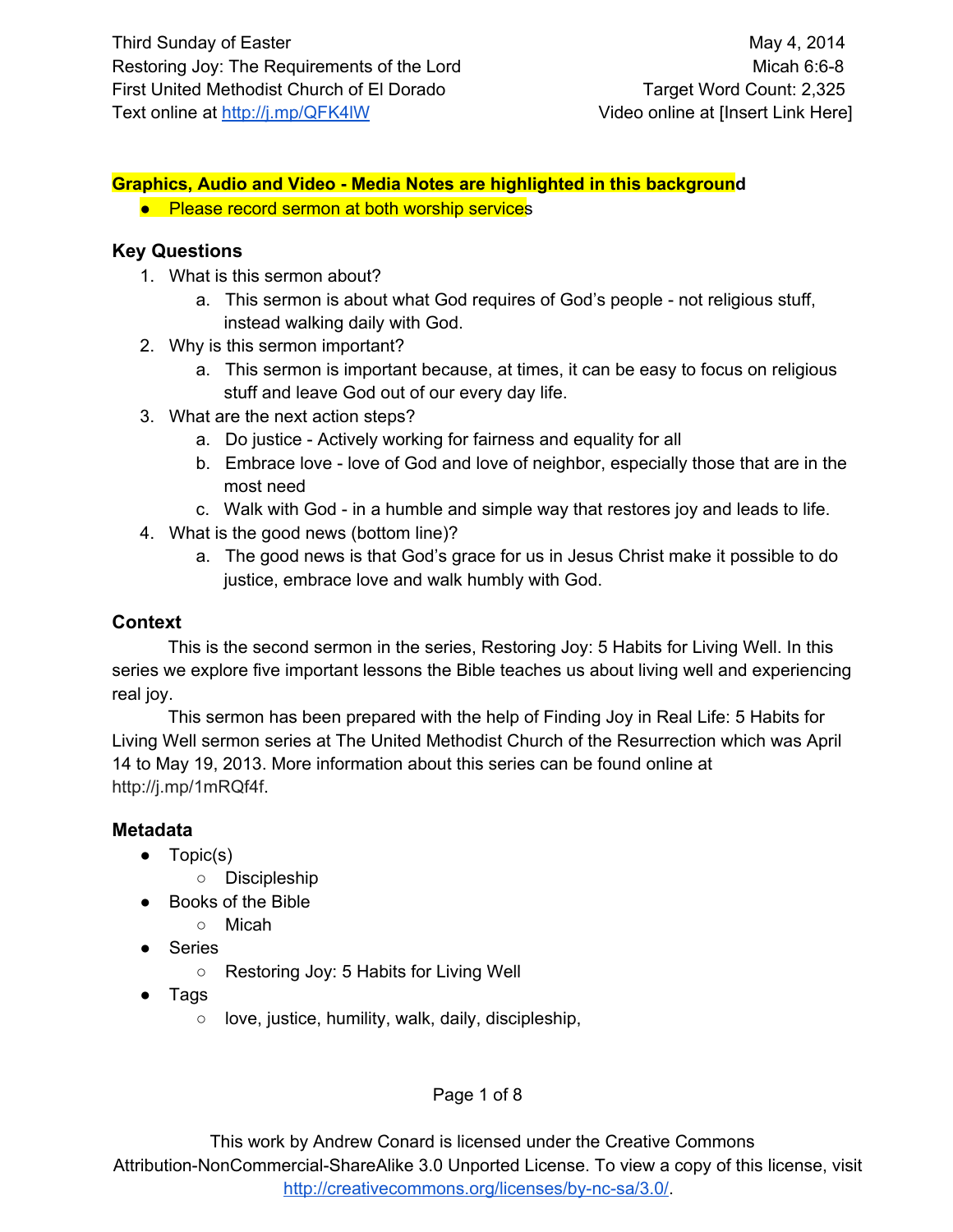Third Sunday of Easter | May 4, 2014
Restoring Joy: The Requirements of the Lord | Micah 6:6-8
First United Methodist Church of El Dorado | Target Word Count: 2,325
Text online at http://j.mp/QFK4lW | Video online at [Insert Link Here]

**Graphics, Audio and Video - Media Notes are highlighted in this background**

- Please record sermon at both worship services

### Key Questions

1. What is this sermon about?
   a. This sermon is about what God requires of God's people - not religious stuff, instead walking daily with God.
2. Why is this sermon important?
   a. This sermon is important because, at times, it can be easy to focus on religious stuff and leave God out of our every day life.
3. What are the next action steps?
   a. Do justice - Actively working for fairness and equality for all
   b. Embrace love - love of God and love of neighbor, especially those that are in the most need
   c. Walk with God - in a humble and simple way that restores joy and leads to life.
4. What is the good news (bottom line)?
   a. The good news is that God's grace for us in Jesus Christ make it possible to do justice, embrace love and walk humbly with God.

### Context

This is the second sermon in the series, Restoring Joy: 5 Habits for Living Well. In this series we explore five important lessons the Bible teaches us about living well and experiencing real joy.

This sermon has been prepared with the help of Finding Joy in Real Life: 5 Habits for Living Well sermon series at The United Methodist Church of the Resurrection which was April 14 to May 19, 2013. More information about this series can be found online at http://j.mp/1mRQf4f.

### Metadata

- Topic(s)
  - Discipleship
- Books of the Bible
  - Micah
- Series
  - Restoring Joy: 5 Habits for Living Well
- Tags
  - love, justice, humility, walk, daily, discipleship,

This work by Andrew Conard is licensed under the Creative Commons Attribution-NonCommercial-ShareAlike 3.0 Unported License. To view a copy of this license, visit http://creativecommons.org/licenses/by-nc-sa/3.0/.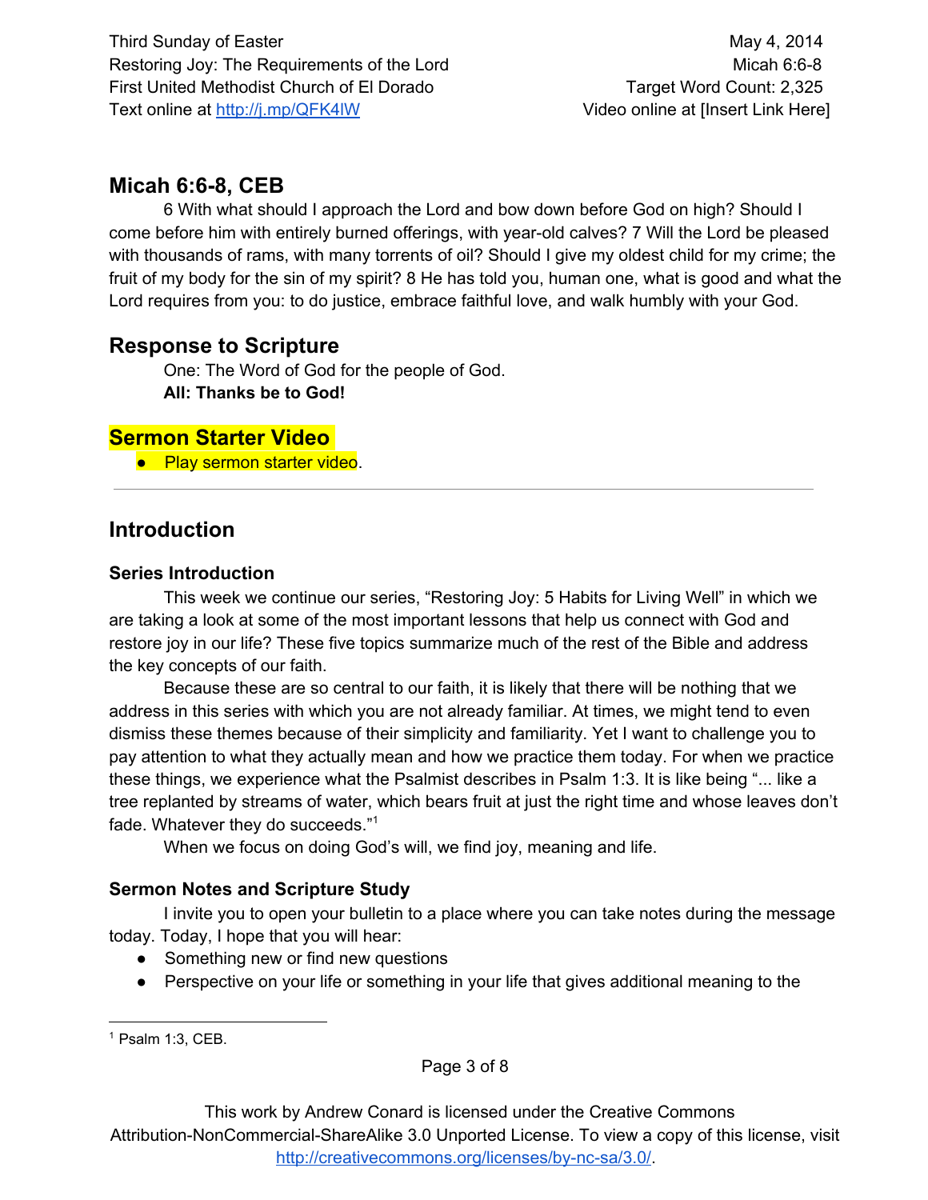## Micah 6:6-8, CEB

6 With what should I approach the Lord and bow down before God on high? Should I come before him with entirely burned offerings, with year-old calves? 7 Will the Lord be pleased with thousands of rams, with many torrents of oil? Should I give my oldest child for my crime; the fruit of my body for the sin of my spirit? 8 He has told you, human one, what is good and what the Lord requires from you: to do justice, embrace faithful love, and walk humbly with your God.

## Response to Scripture

One: The Word of God for the people of God.
**All: Thanks be to God!**

## Sermon Starter Video

- Play sermon starter video.

---

## Introduction

### Series Introduction

This week we continue our series, "Restoring Joy: 5 Habits for Living Well" in which we are taking a look at some of the most important lessons that help us connect with God and restore joy in our life? These five topics summarize much of the rest of the Bible and address the key concepts of our faith.

Because these are so central to our faith, it is likely that there will be nothing that we address in this series with which you are not already familiar. At times, we might tend to even dismiss these themes because of their simplicity and familiarity. Yet I want to challenge you to pay attention to what they actually mean and how we practice them today. For when we practice these things, we experience what the Psalmist describes in Psalm 1:3. It is like being "... like a tree replanted by streams of water, which bears fruit at just the right time and whose leaves don't fade. Whatever they do succeeds."[1]

When we focus on doing God's will, we find joy, meaning and life.

### Sermon Notes and Scripture Study

I invite you to open your bulletin to a place where you can take notes during the message today. Today, I hope that you will hear:

- Something new or find new questions
- Perspective on your life or something in your life that gives additional meaning to the

[1] Psalm 1:3, CEB.

This work by Andrew Conard is licensed under the Creative Commons Attribution-NonCommercial-ShareAlike 3.0 Unported License. To view a copy of this license, visit http://creativecommons.org/licenses/by-nc-sa/3.0/.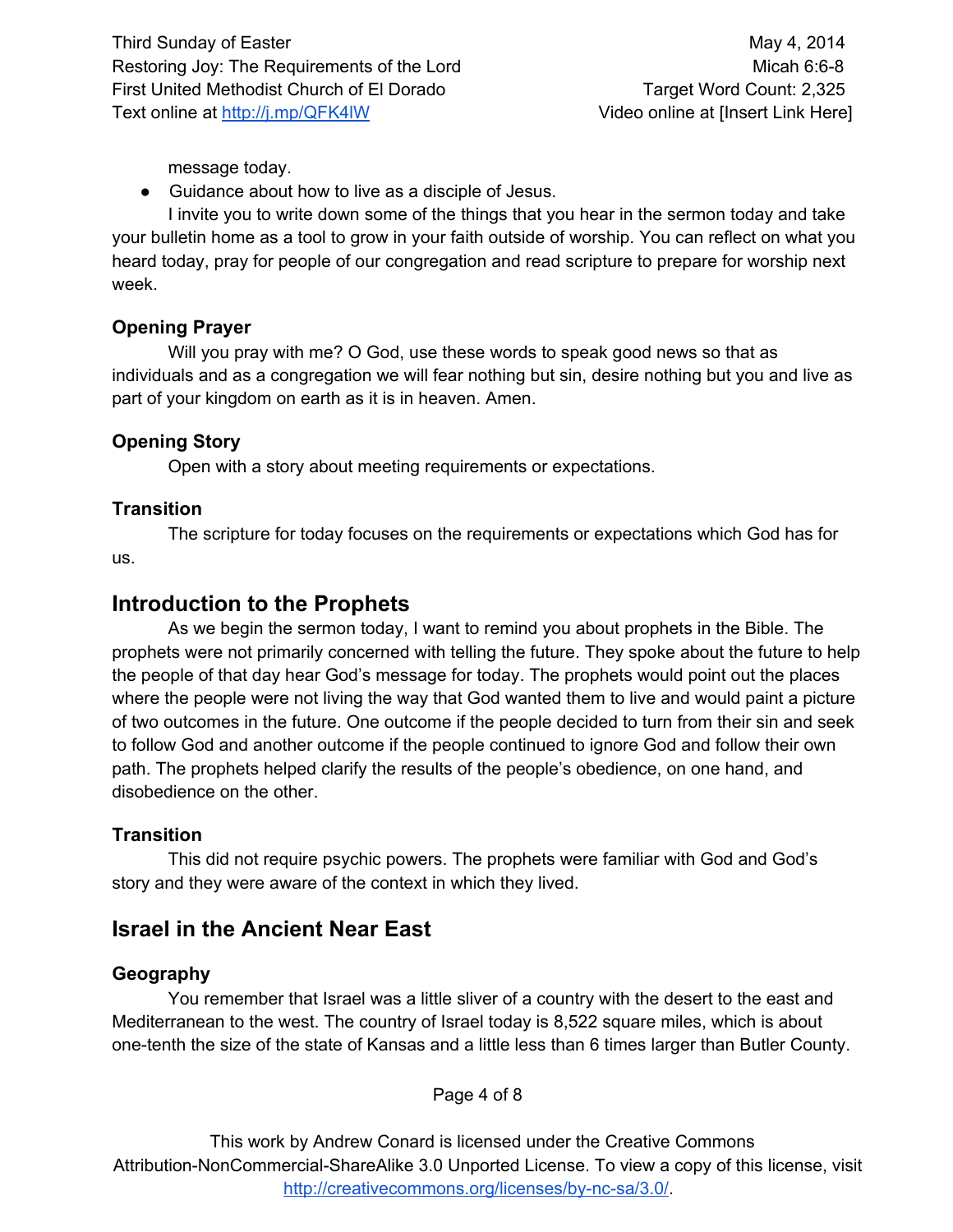message today.

- Guidance about how to live as a disciple of Jesus.

I invite you to write down some of the things that you hear in the sermon today and take your bulletin home as a tool to grow in your faith outside of worship. You can reflect on what you heard today, pray for people of our congregation and read scripture to prepare for worship next week.

### Opening Prayer

Will you pray with me? O God, use these words to speak good news so that as individuals and as a congregation we will fear nothing but sin, desire nothing but you and live as part of your kingdom on earth as it is in heaven. Amen.

### Opening Story

Open with a story about meeting requirements or expectations.

### Transition

The scripture for today focuses on the requirements or expectations which God has for us.

## Introduction to the Prophets

As we begin the sermon today, I want to remind you about prophets in the Bible. The prophets were not primarily concerned with telling the future. They spoke about the future to help the people of that day hear God's message for today. The prophets would point out the places where the people were not living the way that God wanted them to live and would paint a picture of two outcomes in the future. One outcome if the people decided to turn from their sin and seek to follow God and another outcome if the people continued to ignore God and follow their own path. The prophets helped clarify the results of the people's obedience, on one hand, and disobedience on the other.

### Transition

This did not require psychic powers. The prophets were familiar with God and God's story and they were aware of the context in which they lived.

## Israel in the Ancient Near East

### Geography

You remember that Israel was a little sliver of a country with the desert to the east and Mediterranean to the west. The country of Israel today is 8,522 square miles, which is about one-tenth the size of the state of Kansas and a little less than 6 times larger than Butler County.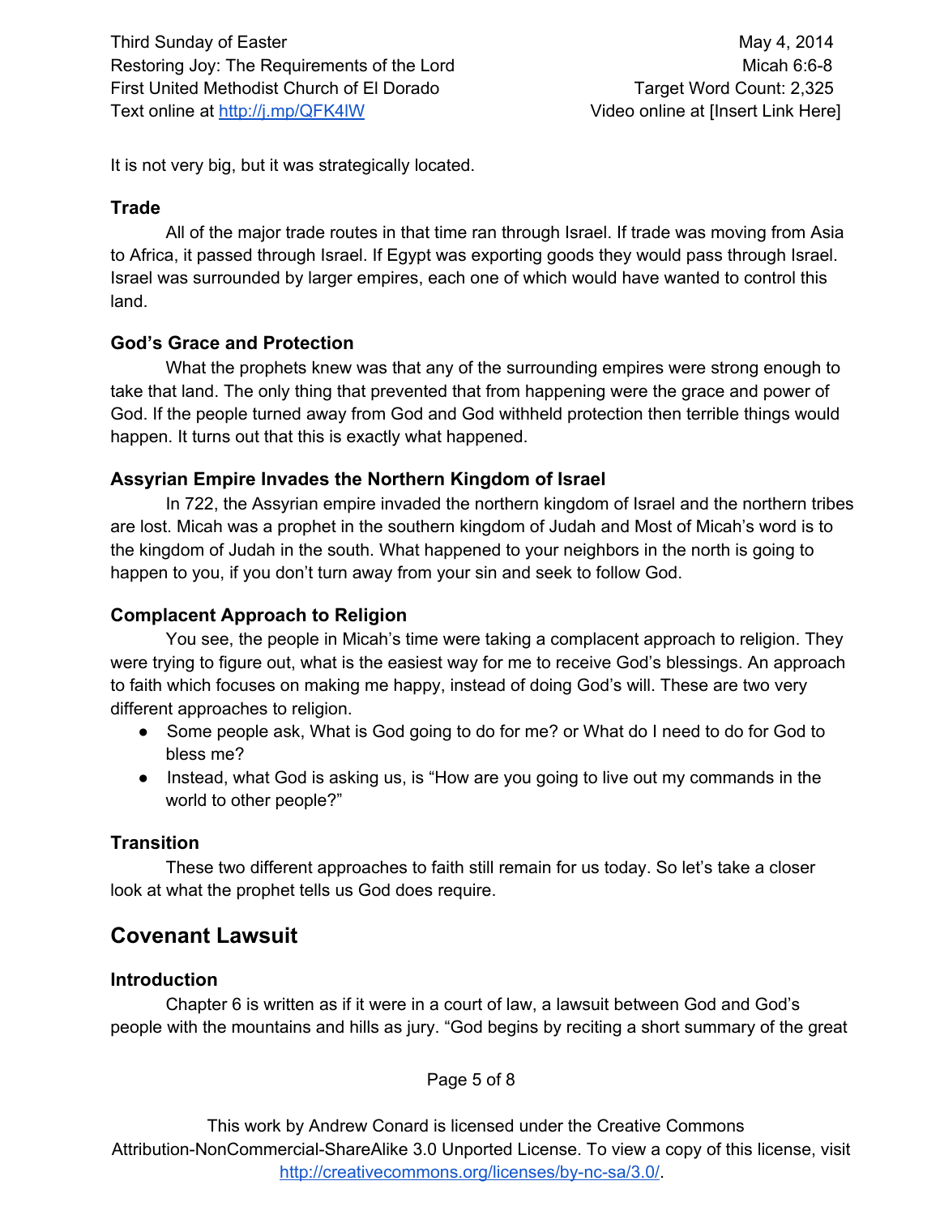It is not very big, but it was strategically located.

### Trade

All of the major trade routes in that time ran through Israel. If trade was moving from Asia to Africa, it passed through Israel. If Egypt was exporting goods they would pass through Israel. Israel was surrounded by larger empires, each one of which would have wanted to control this land.

### God's Grace and Protection

What the prophets knew was that any of the surrounding empires were strong enough to take that land. The only thing that prevented that from happening were the grace and power of God. If the people turned away from God and God withheld protection then terrible things would happen. It turns out that this is exactly what happened.

### Assyrian Empire Invades the Northern Kingdom of Israel

In 722, the Assyrian empire invaded the northern kingdom of Israel and the northern tribes are lost. Micah was a prophet in the southern kingdom of Judah and Most of Micah's word is to the kingdom of Judah in the south. What happened to your neighbors in the north is going to happen to you, if you don't turn away from your sin and seek to follow God.

### Complacent Approach to Religion

You see, the people in Micah's time were taking a complacent approach to religion. They were trying to figure out, what is the easiest way for me to receive God's blessings. An approach to faith which focuses on making me happy, instead of doing God's will. These are two very different approaches to religion.

- Some people ask, What is God going to do for me? or What do I need to do for God to bless me?
- Instead, what God is asking us, is "How are you going to live out my commands in the world to other people?"

### Transition

These two different approaches to faith still remain for us today. So let's take a closer look at what the prophet tells us God does require.

## Covenant Lawsuit

### Introduction

Chapter 6 is written as if it were in a court of law, a lawsuit between God and God's people with the mountains and hills as jury. "God begins by reciting a short summary of the great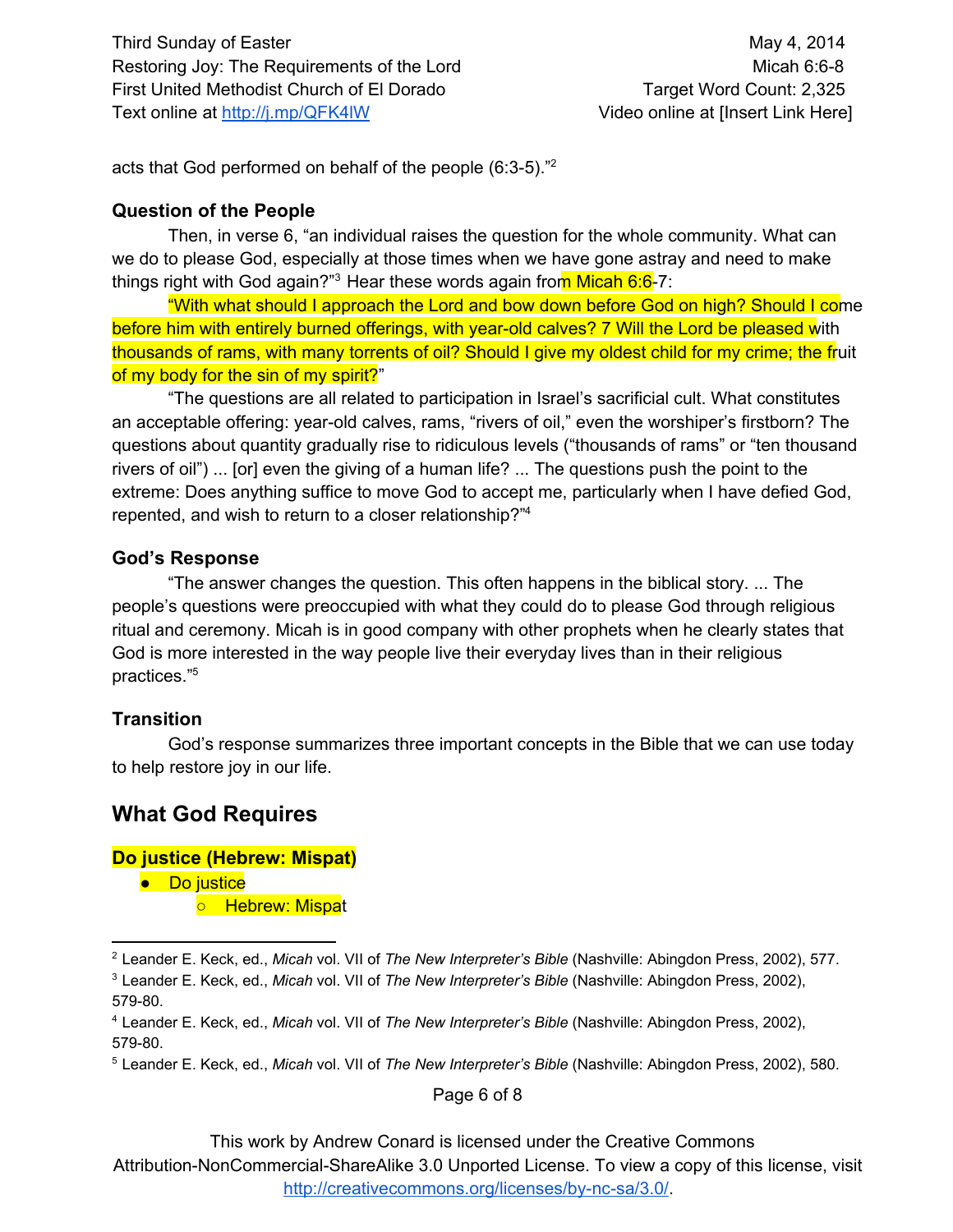acts that God performed on behalf of the people (6:3-5)."[2]

### Question of the People

Then, in verse 6, "an individual raises the question for the whole community. What can we do to please God, especially at those times when we have gone astray and need to make things right with God again?"[3] Hear these words again from Micah 6:6-7:

"With what should I approach the Lord and bow down before God on high? Should I come before him with entirely burned offerings, with year-old calves? 7 Will the Lord be pleased with thousands of rams, with many torrents of oil? Should I give my oldest child for my crime; the fruit of my body for the sin of my spirit?"

"The questions are all related to participation in Israel's sacrificial cult. What constitutes an acceptable offering: year-old calves, rams, "rivers of oil," even the worshiper's firstborn? The questions about quantity gradually rise to ridiculous levels ("thousands of rams" or "ten thousand rivers of oil") ... [or] even the giving of a human life? ... The questions push the point to the extreme: Does anything suffice to move God to accept me, particularly when I have defied God, repented, and wish to return to a closer relationship?"[4]

### God's Response

"The answer changes the question. This often happens in the biblical story. ... The people's questions were preoccupied with what they could do to please God through religious ritual and ceremony. Micah is in good company with other prophets when he clearly states that God is more interested in the way people live their everyday lives than in their religious practices."[5]

### Transition

God's response summarizes three important concepts in the Bible that we can use today to help restore joy in our life.

## What God Requires

### Do justice (Hebrew: Mispat)

- Do justice
  - Hebrew: Mispat

---

[2] Leander E. Keck, ed., *Micah* vol. VII of *The New Interpreter's Bible* (Nashville: Abingdon Press, 2002), 577.

[3] Leander E. Keck, ed., *Micah* vol. VII of *The New Interpreter's Bible* (Nashville: Abingdon Press, 2002), 579-80.

[4] Leander E. Keck, ed., *Micah* vol. VII of *The New Interpreter's Bible* (Nashville: Abingdon Press, 2002), 579-80.

[5] Leander E. Keck, ed., *Micah* vol. VII of *The New Interpreter's Bible* (Nashville: Abingdon Press, 2002), 580.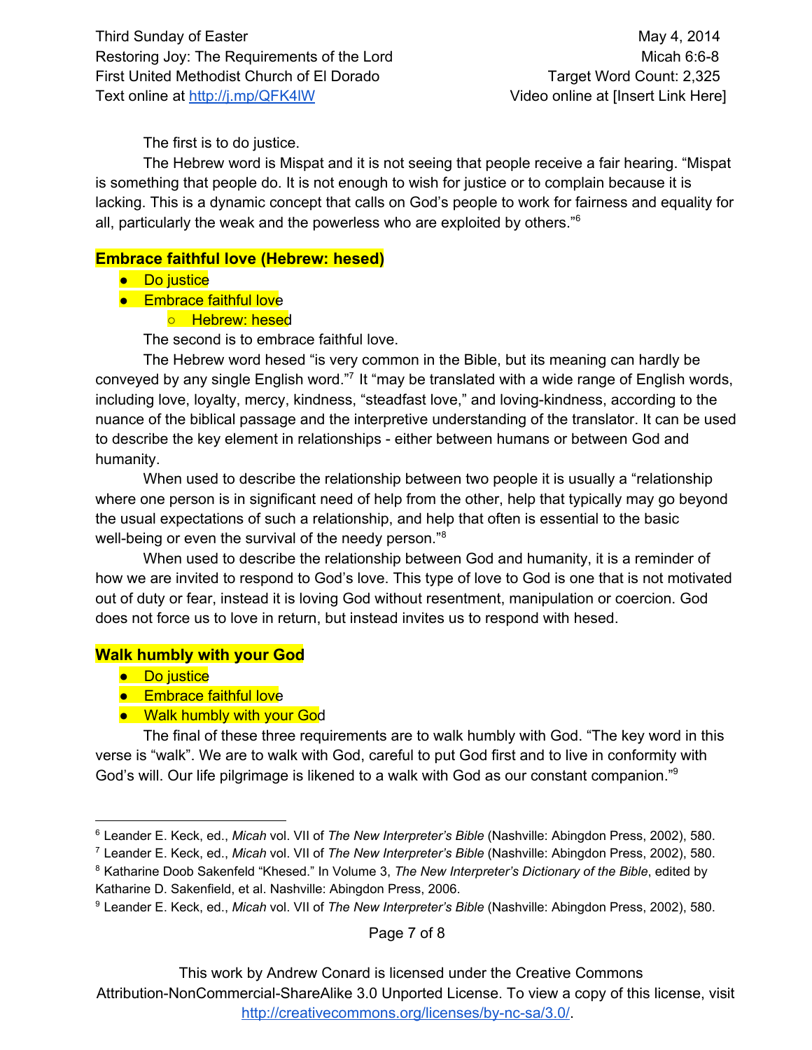The first is to do justice.

The Hebrew word is Mispat and it is not seeing that people receive a fair hearing. “Mispat is something that people do. It is not enough to wish for justice or to complain because it is lacking. This is a dynamic concept that calls on God’s people to work for fairness and equality for all, particularly the weak and the powerless who are exploited by others.”[6]

**Embrace faithful love (Hebrew: hesed)**

- Do justice
- Embrace faithful love
  - Hebrew: hesed

The second is to embrace faithful love.

The Hebrew word hesed “is very common in the Bible, but its meaning can hardly be conveyed by any single English word.”[7] It “may be translated with a wide range of English words, including love, loyalty, mercy, kindness, “steadfast love,” and loving-kindness, according to the nuance of the biblical passage and the interpretive understanding of the translator. It can be used to describe the key element in relationships - either between humans or between God and humanity.

When used to describe the relationship between two people it is usually a “relationship where one person is in significant need of help from the other, help that typically may go beyond the usual expectations of such a relationship, and help that often is essential to the basic well-being or even the survival of the needy person.”[8]

When used to describe the relationship between God and humanity, it is a reminder of how we are invited to respond to God’s love. This type of love to God is one that is not motivated out of duty or fear, instead it is loving God without resentment, manipulation or coercion. God does not force us to love in return, but instead invites us to respond with hesed.

**Walk humbly with your God**

- Do justice
- Embrace faithful love
- Walk humbly with your God

The final of these three requirements are to walk humbly with God. “The key word in this verse is “walk”. We are to walk with God, careful to put God first and to live in conformity with God’s will. Our life pilgrimage is likened to a walk with God as our constant companion.”[9]

---

[6] Leander E. Keck, ed., *Micah* vol. VII of *The New Interpreter’s Bible* (Nashville: Abingdon Press, 2002), 580.

[7] Leander E. Keck, ed., *Micah* vol. VII of *The New Interpreter’s Bible* (Nashville: Abingdon Press, 2002), 580.

[8] Katharine Doob Sakenfeld “Khesed.” In Volume 3, *The New Interpreter’s Dictionary of the Bible*, edited by Katharine D. Sakenfield, et al. Nashville: Abingdon Press, 2006.

[9] Leander E. Keck, ed., *Micah* vol. VII of *The New Interpreter’s Bible* (Nashville: Abingdon Press, 2002), 580.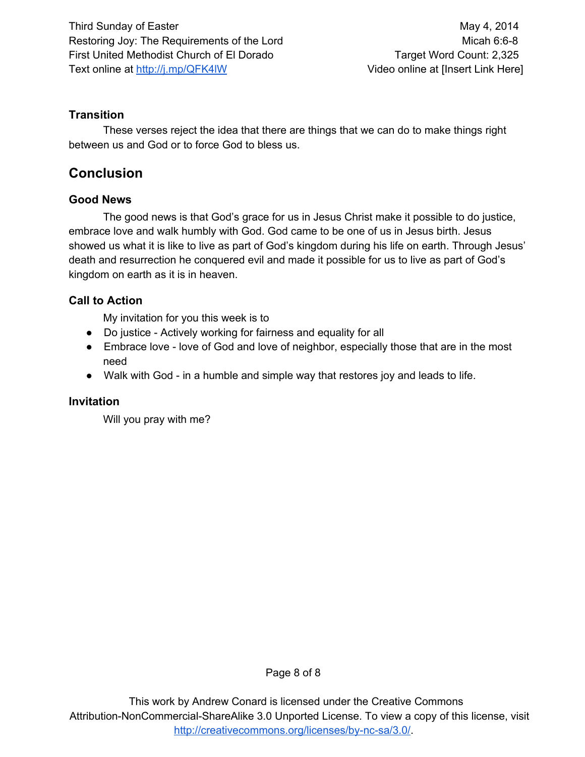### Transition

These verses reject the idea that there are things that we can do to make things right between us and God or to force God to bless us.

## Conclusion

### Good News

The good news is that God's grace for us in Jesus Christ make it possible to do justice, embrace love and walk humbly with God. God came to be one of us in Jesus birth. Jesus showed us what it is like to live as part of God's kingdom during his life on earth. Through Jesus' death and resurrection he conquered evil and made it possible for us to live as part of God's kingdom on earth as it is in heaven.

### Call to Action

My invitation for you this week is to

- Do justice - Actively working for fairness and equality for all
- Embrace love - love of God and love of neighbor, especially those that are in the most need
- Walk with God - in a humble and simple way that restores joy and leads to life.

### Invitation

Will you pray with me?